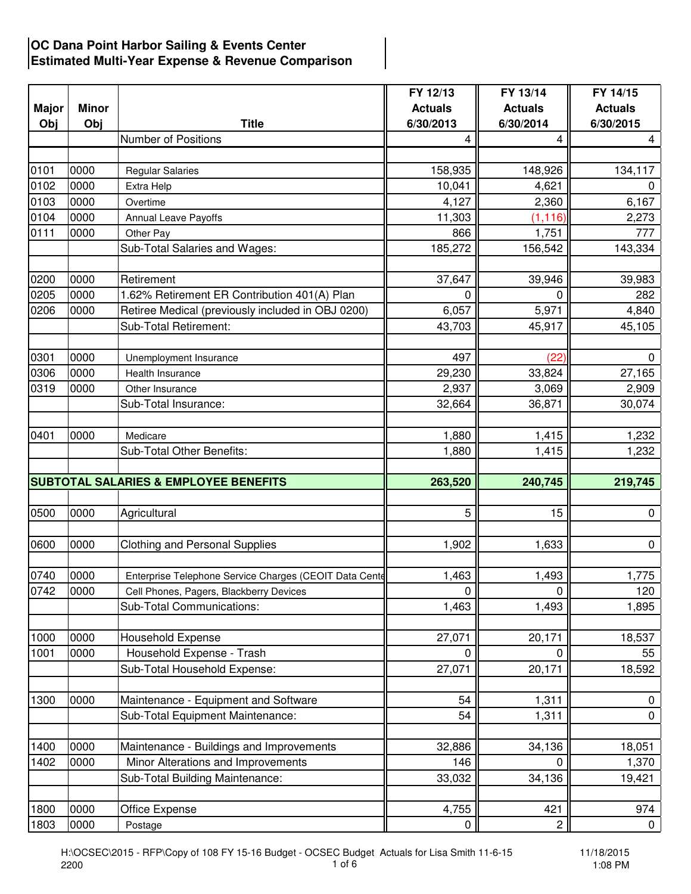## OC Dana Point Harbor Sailing & Events Center
## Estimated Multi-Year Expense & Revenue Comparison

| Major Obj | Minor Obj | Title | FY 12/13 Actuals 6/30/2013 | FY 13/14 Actuals 6/30/2014 | FY 14/15 Actuals 6/30/2015 |
|---|---|---|---|---|---|
| | | Number of Positions | 4 | 4 | 4 |
| | | | | | |
| 0101 | 0000 | Regular Salaries | 158,935 | 148,926 | 134,117 |
| 0102 | 0000 | Extra Help | 10,041 | 4,621 | 0 |
| 0103 | 0000 | Overtime | 4,127 | 2,360 | 6,167 |
| 0104 | 0000 | Annual Leave Payoffs | 11,303 | (1,116) | 2,273 |
| 0111 | 0000 | Other Pay | 866 | 1,751 | 777 |
| | | Sub-Total Salaries and Wages: | 185,272 | 156,542 | 143,334 |
| | | | | | |
| 0200 | 0000 | Retirement | 37,647 | 39,946 | 39,983 |
| 0205 | 0000 | 1.62% Retirement ER Contribution 401(A) Plan | 0 | 0 | 282 |
| 0206 | 0000 | Retiree Medical (previously included in OBJ 0200) | 6,057 | 5,971 | 4,840 |
| | | Sub-Total Retirement: | 43,703 | 45,917 | 45,105 |
| | | | | | |
| 0301 | 0000 | Unemployment Insurance | 497 | (22) | 0 |
| 0306 | 0000 | Health Insurance | 29,230 | 33,824 | 27,165 |
| 0319 | 0000 | Other Insurance | 2,937 | 3,069 | 2,909 |
| | | Sub-Total Insurance: | 32,664 | 36,871 | 30,074 |
| | | | | | |
| 0401 | 0000 | Medicare | 1,880 | 1,415 | 1,232 |
| | | Sub-Total Other Benefits: | 1,880 | 1,415 | 1,232 |
| | | | | | |
| **SUBTOTAL SALARIES & EMPLOYEE BENEFITS** | | | **263,520** | **240,745** | **219,745** |
| | | | | | |
| 0500 | 0000 | Agricultural | 5 | 15 | 0 |
| | | | | | |
| 0600 | 0000 | Clothing and Personal Supplies | 1,902 | 1,633 | 0 |
| | | | | | |
| 0740 | 0000 | Enterprise Telephone Service Charges (CEOIT Data Cente | 1,463 | 1,493 | 1,775 |
| 0742 | 0000 | Cell Phones, Pagers, Blackberry Devices | 0 | 0 | 120 |
| | | Sub-Total Communications: | 1,463 | 1,493 | 1,895 |
| | | | | | |
| 1000 | 0000 | Household Expense | 27,071 | 20,171 | 18,537 |
| 1001 | 0000 | Household Expense - Trash | 0 | 0 | 55 |
| | | Sub-Total Household Expense: | 27,071 | 20,171 | 18,592 |
| | | | | | |
| 1300 | 0000 | Maintenance - Equipment and Software | 54 | 1,311 | 0 |
| | | Sub-Total Equipment Maintenance: | 54 | 1,311 | 0 |
| | | | | | |
| 1400 | 0000 | Maintenance - Buildings and Improvements | 32,886 | 34,136 | 18,051 |
| 1402 | 0000 | Minor Alterations and Improvements | 146 | 0 | 1,370 |
| | | Sub-Total Building Maintenance: | 33,032 | 34,136 | 19,421 |
| | | | | | |
| 1800 | 0000 | Office Expense | 4,755 | 421 | 974 |
| 1803 | 0000 | Postage | 0 | 2 | 0 |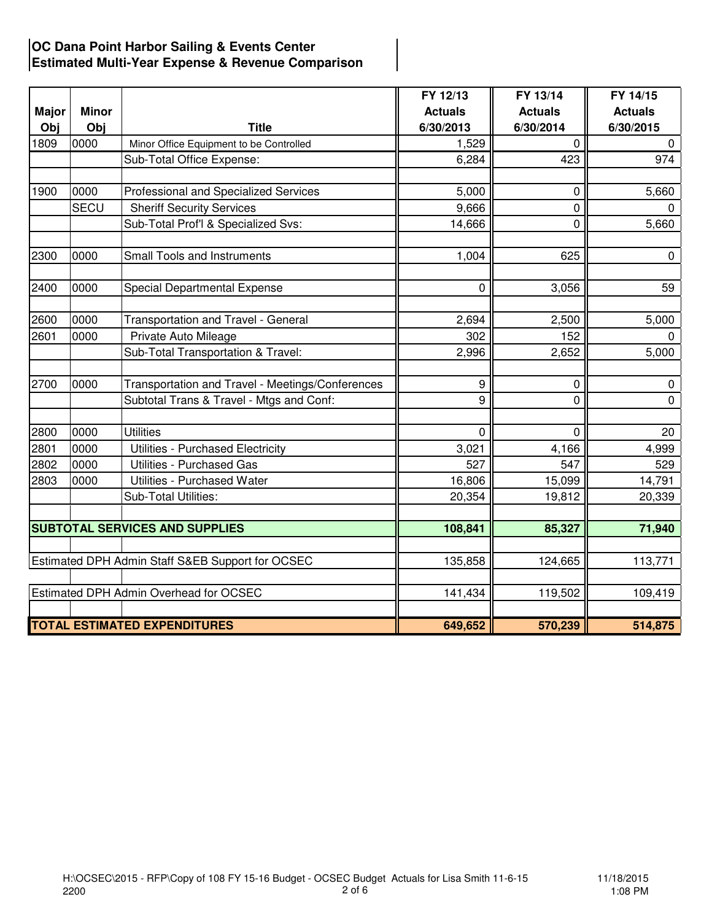**OC Dana Point Harbor Sailing & Events Center**
**Estimated Multi-Year Expense & Revenue Comparison**

| Major Obj | Minor Obj | Title | FY 12/13 Actuals 6/30/2013 | FY 13/14 Actuals 6/30/2014 | FY 14/15 Actuals 6/30/2015 |
|---|---|---|---|---|---|
| 1809 | 0000 | Minor Office Equipment to be Controlled | 1,529 | 0 | 0 |
| | | Sub-Total Office Expense: | 6,284 | 423 | 974 |
| | | | | | |
| 1900 | 0000 | Professional and Specialized Services | 5,000 | 0 | 5,660 |
| | SECU | Sheriff Security Services | 9,666 | 0 | 0 |
| | | Sub-Total Prof'l & Specialized Svs: | 14,666 | 0 | 5,660 |
| | | | | | |
| 2300 | 0000 | Small Tools and Instruments | 1,004 | 625 | 0 |
| | | | | | |
| 2400 | 0000 | Special Departmental Expense | 0 | 3,056 | 59 |
| | | | | | |
| 2600 | 0000 | Transportation and Travel - General | 2,694 | 2,500 | 5,000 |
| 2601 | 0000 | Private Auto Mileage | 302 | 152 | 0 |
| | | Sub-Total Transportation & Travel: | 2,996 | 2,652 | 5,000 |
| | | | | | |
| 2700 | 0000 | Transportation and Travel - Meetings/Conferences | 9 | 0 | 0 |
| | | Subtotal Trans & Travel - Mtgs and Conf: | 9 | 0 | 0 |
| | | | | | |
| 2800 | 0000 | Utilities | 0 | 0 | 20 |
| 2801 | 0000 | Utilities - Purchased Electricity | 3,021 | 4,166 | 4,999 |
| 2802 | 0000 | Utilities - Purchased Gas | 527 | 547 | 529 |
| 2803 | 0000 | Utilities - Purchased Water | 16,806 | 15,099 | 14,791 |
| | | Sub-Total Utilities: | 20,354 | 19,812 | 20,339 |
| | | | | | |
| **SUBTOTAL SERVICES AND SUPPLIES** | | | **108,841** | **85,327** | **71,940** |
| | | | | | |
| Estimated DPH Admin Staff S&EB Support for OCSEC | | | 135,858 | 124,665 | 113,771 |
| | | | | | |
| Estimated DPH Admin Overhead for OCSEC | | | 141,434 | 119,502 | 109,419 |
| | | | | | |
| **TOTAL ESTIMATED EXPENDITURES** | | | **649,652** | **570,239** | **514,875** |

H:\OCSEC\2015 - RFP\Copy of 108 FY 15-16 Budget - OCSEC Budget Actuals for Lisa Smith 11-6-15 2200 — 11/18/2015 1:08 PM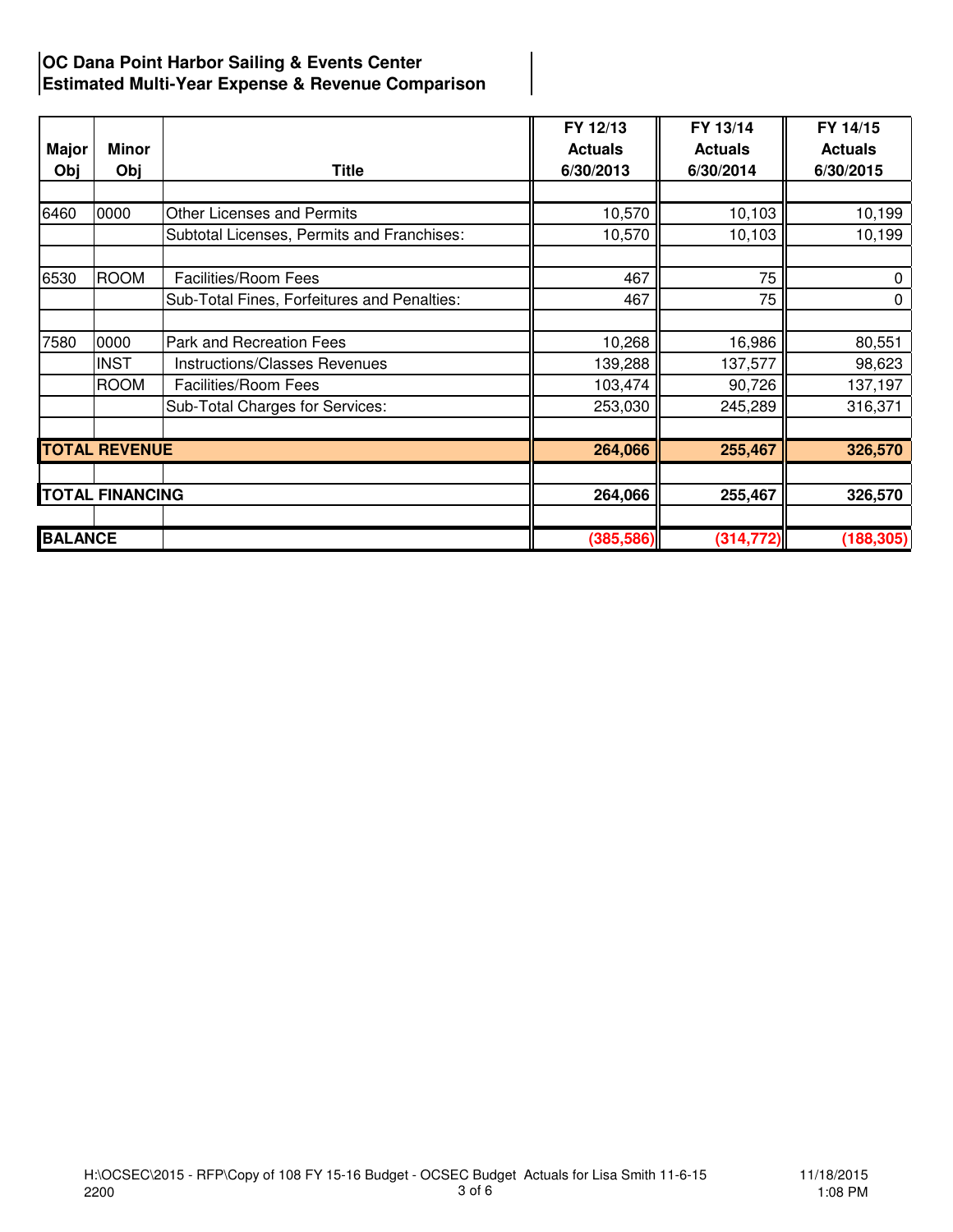**OC Dana Point Harbor Sailing & Events Center**
**Estimated Multi-Year Expense & Revenue Comparison**

| Major Obj | Minor Obj | Title | FY 12/13 Actuals 6/30/2013 | FY 13/14 Actuals 6/30/2014 | FY 14/15 Actuals 6/30/2015 |
|---|---|---|---|---|---|
| 6460 | 0000 | Other Licenses and Permits | 10,570 | 10,103 | 10,199 |
| | | Subtotal Licenses, Permits and Franchises: | 10,570 | 10,103 | 10,199 |
| 6530 | ROOM | Facilities/Room Fees | 467 | 75 | 0 |
| | | Sub-Total Fines, Forfeitures and Penalties: | 467 | 75 | 0 |
| 7580 | 0000 | Park and Recreation Fees | 10,268 | 16,986 | 80,551 |
| | INST | Instructions/Classes Revenues | 139,288 | 137,577 | 98,623 |
| | ROOM | Facilities/Room Fees | 103,474 | 90,726 | 137,197 |
| | | Sub-Total Charges for Services: | 253,030 | 245,289 | 316,371 |
| **TOTAL REVENUE** | | | **264,066** | **255,467** | **326,570** |
| **TOTAL FINANCING** | | | **264,066** | **255,467** | **326,570** |
| **BALANCE** | | | **(385,586)** | **(314,772)** | **(188,305)** |

H:\OCSEC\2015 - RFP\Copy of 108 FY 15-16 Budget - OCSEC Budget Actuals for Lisa Smith 11-6-15
2200

11/18/2015
1:08 PM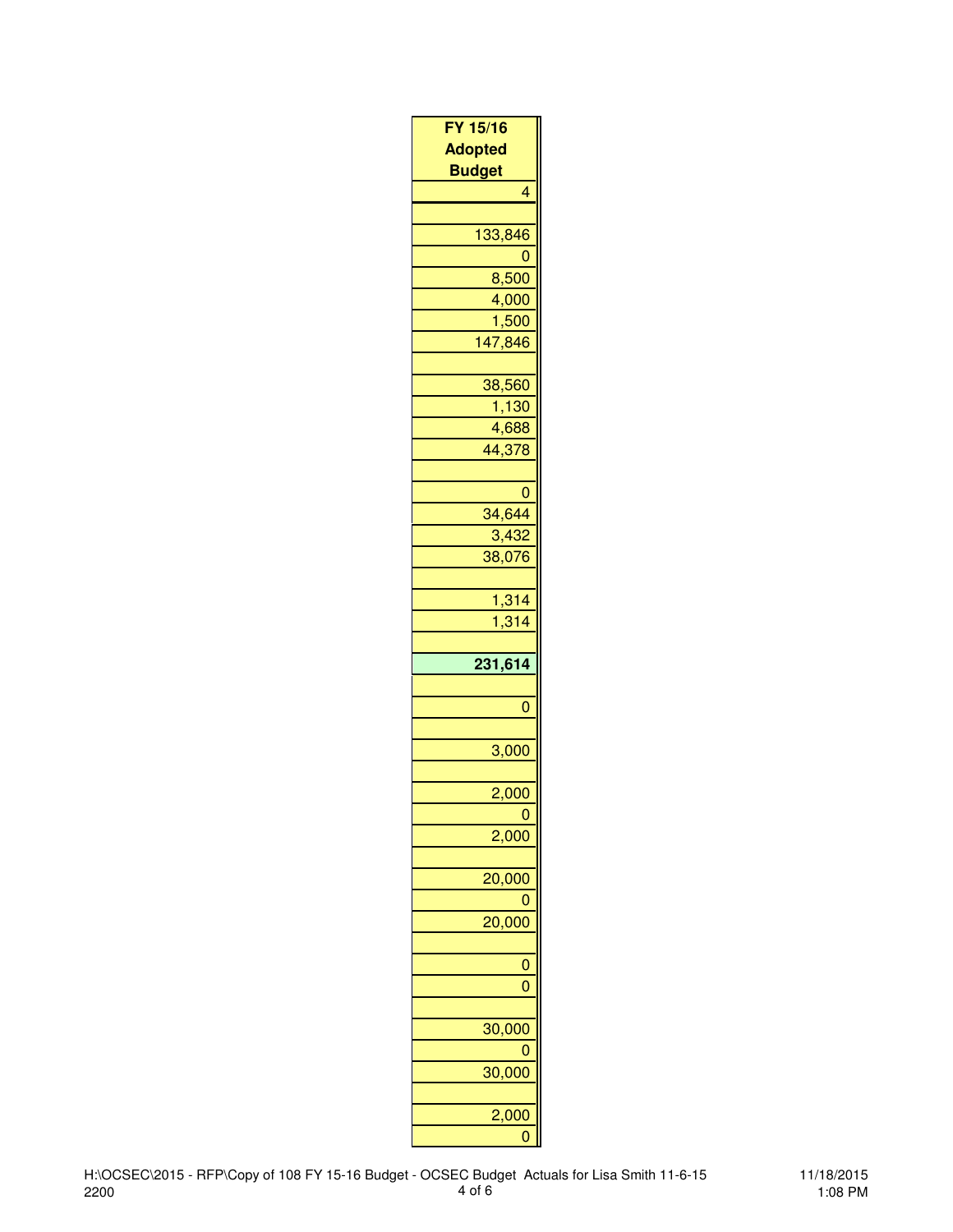| FY 15/16 Adopted Budget |
| ---: |
| 4 |
| |
| 133,846 |
| 0 |
| 8,500 |
| 4,000 |
| 1,500 |
| 147,846 |
| |
| 38,560 |
| 1,130 |
| 4,688 |
| 44,378 |
| |
| 0 |
| 34,644 |
| 3,432 |
| 38,076 |
| |
| 1,314 |
| 1,314 |
| |
| **231,614** |
| |
| 0 |
| |
| 3,000 |
| |
| 2,000 |
| 0 |
| 2,000 |
| |
| 20,000 |
| 0 |
| 20,000 |
| |
| 0 |
| 0 |
| |
| 30,000 |
| 0 |
| 30,000 |
| |
| 2,000 |
| 0 |

H:\OCSEC\2015 - RFP\Copy of 108 FY 15-16 Budget - OCSEC Budget Actuals for Lisa Smith 11-6-15
2200

11/18/2015
1:08 PM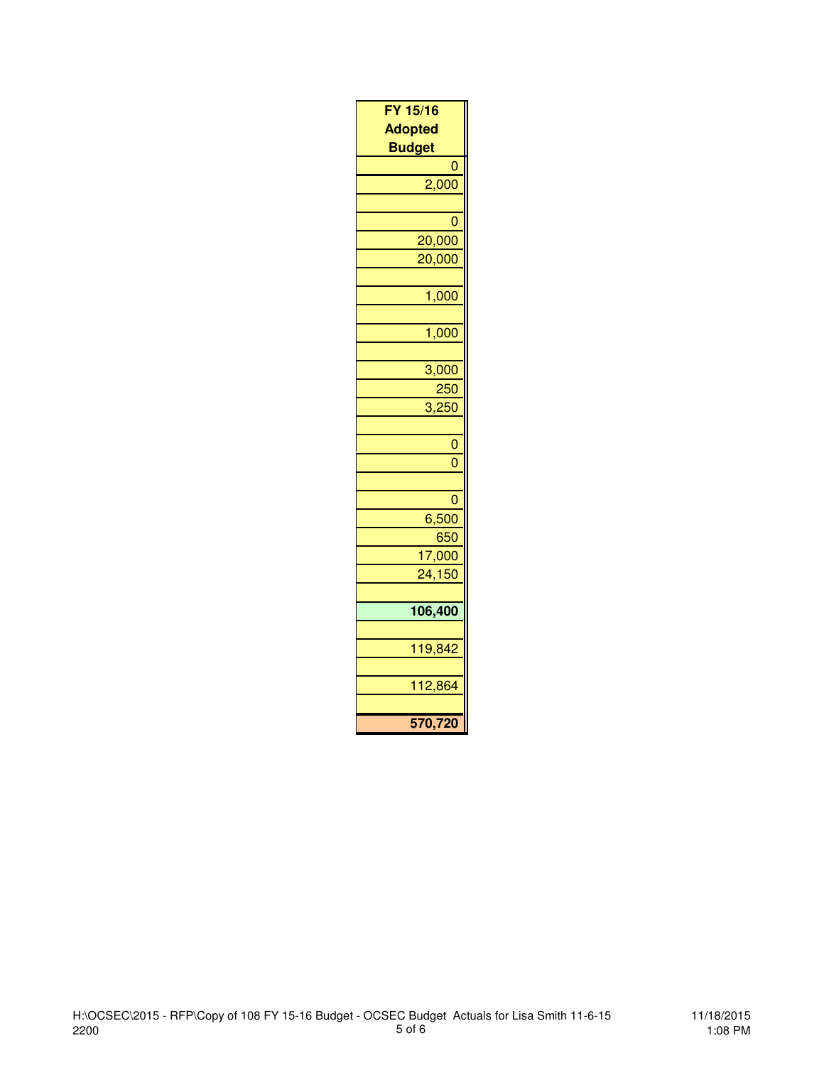| FY 15/16 Adopted Budget |
| ---: |
| 0 |
| 2,000 |
| |
| 0 |
| 20,000 |
| 20,000 |
| |
| 1,000 |
| |
| 1,000 |
| |
| 3,000 |
| 250 |
| 3,250 |
| |
| 0 |
| 0 |
| |
| 0 |
| 6,500 |
| 650 |
| 17,000 |
| 24,150 |
| |
| **106,400** |
| |
| 119,842 |
| |
| 112,864 |
| |
| **570,720** |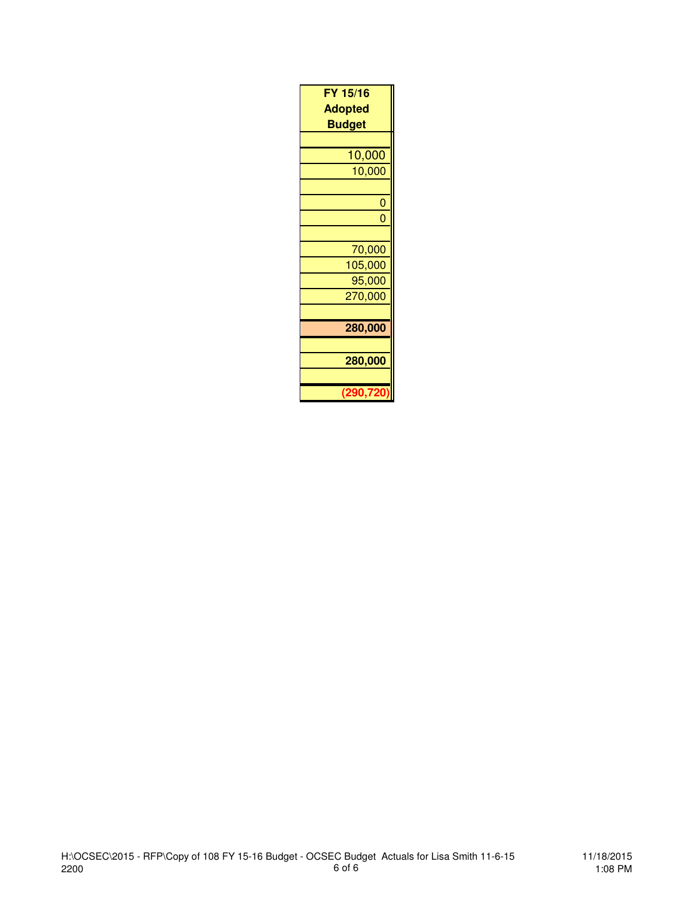| FY 15/16 Adopted Budget |
|---|
| |
| 10,000 |
| 10,000 |
| |
| 0 |
| 0 |
| |
| 70,000 |
| 105,000 |
| 95,000 |
| 270,000 |
| |
| **280,000** |
| |
| **280,000** |
| |
| **(290,720)** |

H:\OCSEC\2015 - RFP\Copy of 108 FY 15-16 Budget - OCSEC Budget Actuals for Lisa Smith 11-6-15
2200

11/18/2015
1:08 PM